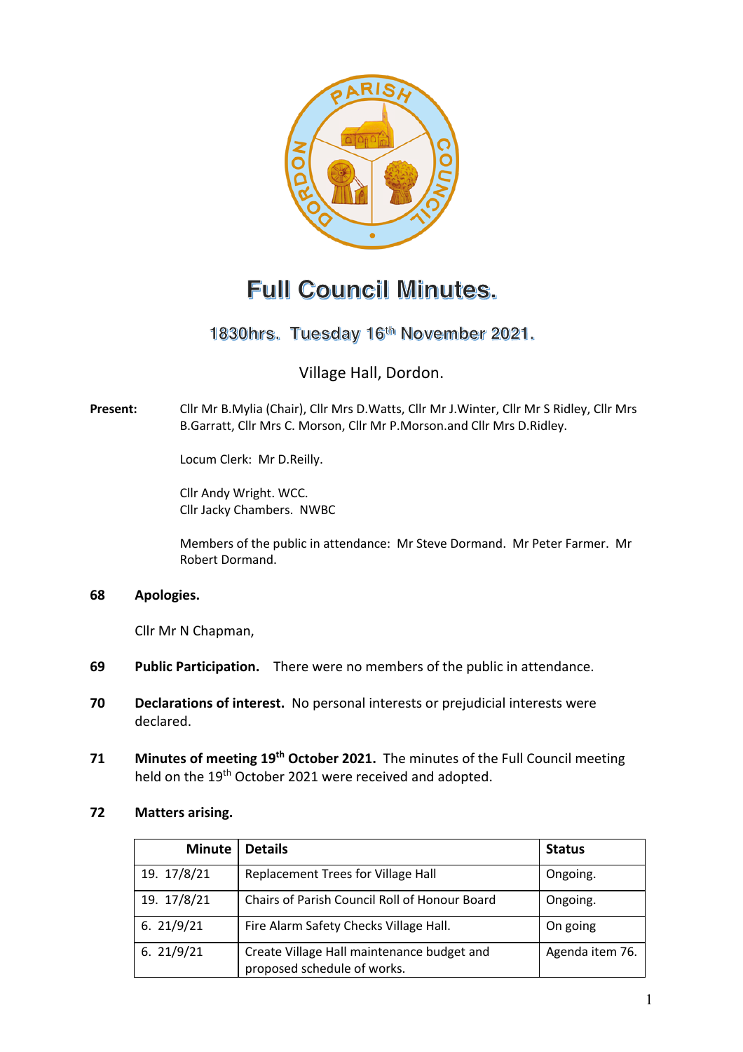# Full Council Minutes.

## 1830hrs. Tuesday 16th November 2021.

Village Hall, Dordon.

**Present:** Cllr Mr B.Mylia (Chair), Cllr Mrs D.Watts, Cllr Mr J.Winter, Cllr Mr S Ridley, Cllr Mrs B.Garratt, Cllr Mrs C. Morson, Cllr Mr P.Morson.and Cllr Mrs D.Ridley.

Locum Clerk: Mr D.Reilly.

Cllr Andy Wright. WCC.
Cllr Jacky Chambers. NWBC

Members of the public in attendance: Mr Steve Dormand. Mr Peter Farmer. Mr Robert Dormand.

**68 Apologies.**

Cllr Mr N Chapman,

**69 Public Participation.** There were no members of the public in attendance.

**70 Declarations of interest.** No personal interests or prejudicial interests were declared.

**71 Minutes of meeting 19th October 2021.** The minutes of the Full Council meeting held on the 19th October 2021 were received and adopted.

**72 Matters arising.**

| Minute | Details | Status |
|---|---|---|
| 19. 17/8/21 | Replacement Trees for Village Hall | Ongoing. |
| 19. 17/8/21 | Chairs of Parish Council Roll of Honour Board | Ongoing. |
| 6. 21/9/21 | Fire Alarm Safety Checks Village Hall. | On going |
| 6. 21/9/21 | Create Village Hall maintenance budget and proposed schedule of works. | Agenda item 76. |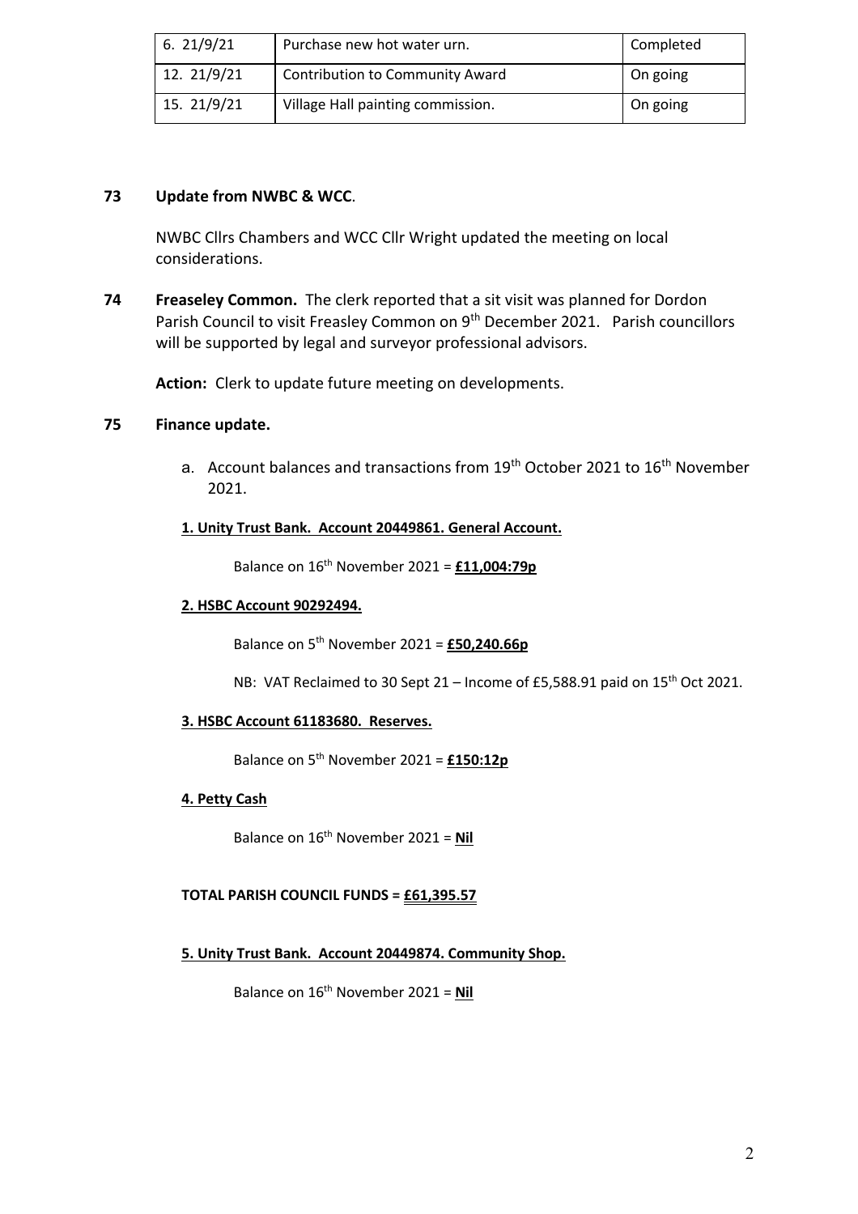| 6. 21/9/21 | Purchase new hot water urn. | Completed |
| --- | --- | --- |
| 12. 21/9/21 | Contribution to Community Award | On going |
| 15. 21/9/21 | Village Hall painting commission. | On going |

**73 Update from NWBC & WCC**.

NWBC Cllrs Chambers and WCC Cllr Wright updated the meeting on local considerations.

**74 Freaseley Common.** The clerk reported that a sit visit was planned for Dordon Parish Council to visit Freasley Common on 9th December 2021. Parish councillors will be supported by legal and surveyor professional advisors.

**Action:** Clerk to update future meeting on developments.

**75 Finance update.**

a. Account balances and transactions from 19th October 2021 to 16th November 2021.

**1. Unity Trust Bank. Account 20449861. General Account.**

Balance on 16th November 2021 = **£11,004:79p**

**2. HSBC Account 90292494.**

Balance on 5th November 2021 = **£50,240.66p**

NB: VAT Reclaimed to 30 Sept 21 – Income of £5,588.91 paid on 15th Oct 2021.

**3. HSBC Account 61183680. Reserves.**

Balance on 5th November 2021 = **£150:12p**

**4. Petty Cash**

Balance on 16th November 2021 = **Nil**

**TOTAL PARISH COUNCIL FUNDS = £61,395.57**

**5. Unity Trust Bank. Account 20449874. Community Shop.**

Balance on 16th November 2021 = **Nil**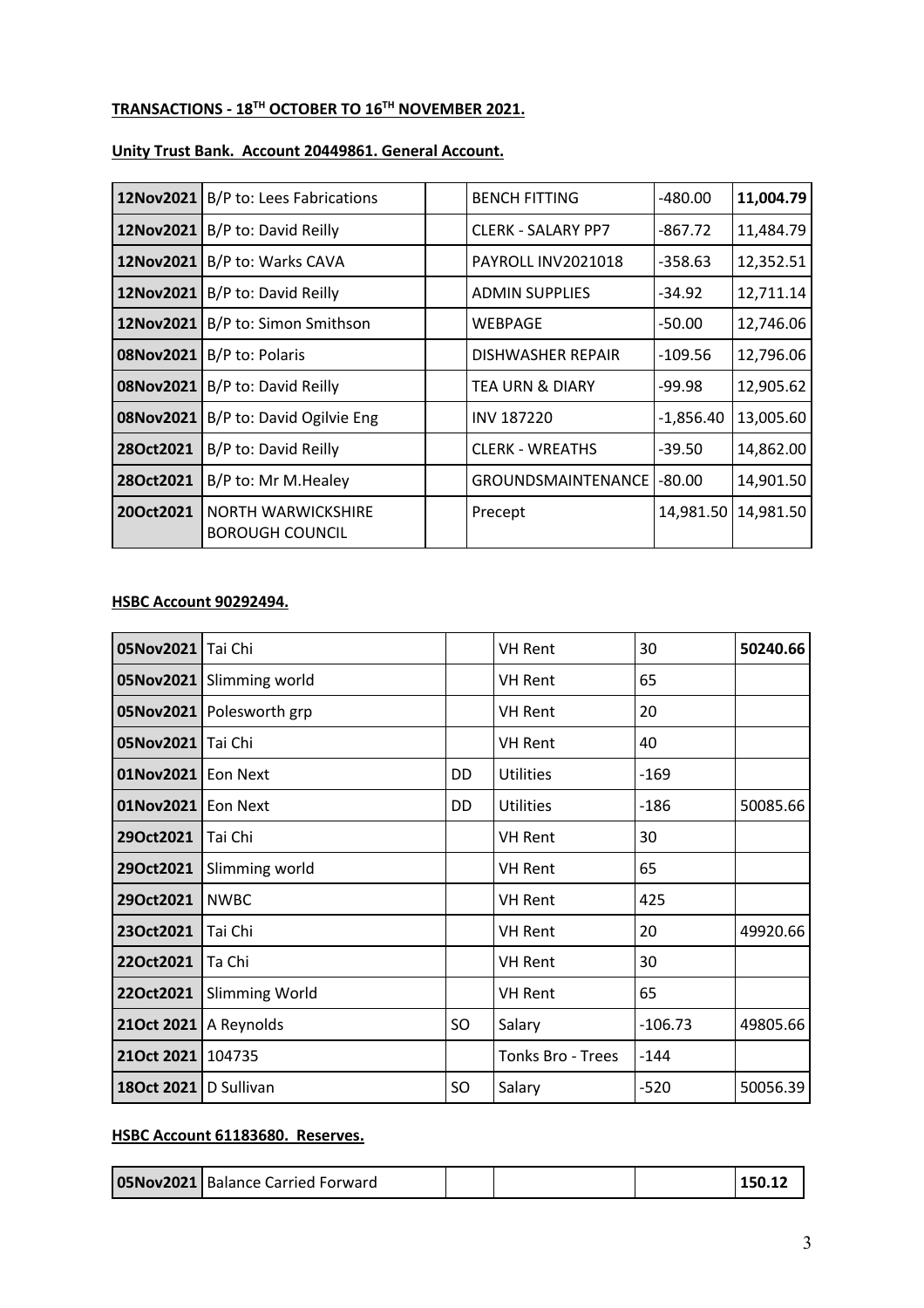**TRANSACTIONS - 18[TH] OCTOBER TO 16[TH] NOVEMBER 2021.**

**Unity Trust Bank. Account 20449861. General Account.**

| | | | | | |
|---|---|---|---|---|---|
| **12Nov2021** | B/P to: Lees Fabrications | | BENCH FITTING | -480.00 | **11,004.79** |
| **12Nov2021** | B/P to: David Reilly | | CLERK - SALARY PP7 | -867.72 | 11,484.79 |
| **12Nov2021** | B/P to: Warks CAVA | | PAYROLL INV2021018 | -358.63 | 12,352.51 |
| **12Nov2021** | B/P to: David Reilly | | ADMIN SUPPLIES | -34.92 | 12,711.14 |
| **12Nov2021** | B/P to: Simon Smithson | | WEBPAGE | -50.00 | 12,746.06 |
| **08Nov2021** | B/P to: Polaris | | DISHWASHER REPAIR | -109.56 | 12,796.06 |
| **08Nov2021** | B/P to: David Reilly | | TEA URN & DIARY | -99.98 | 12,905.62 |
| **08Nov2021** | B/P to: David Ogilvie Eng | | INV 187220 | -1,856.40 | 13,005.60 |
| **28Oct2021** | B/P to: David Reilly | | CLERK - WREATHS | -39.50 | 14,862.00 |
| **28Oct2021** | B/P to: Mr M.Healey | | GROUNDSMAINTENANCE | -80.00 | 14,901.50 |
| **20Oct2021** | NORTH WARWICKSHIRE BOROUGH COUNCIL | | Precept | 14,981.50 | 14,981.50 |

**HSBC Account 90292494.**

| | | | | | |
|---|---|---|---|---|---|
| **05Nov2021** | Tai Chi | | VH Rent | 30 | **50240.66** |
| **05Nov2021** | Slimming world | | VH Rent | 65 | |
| **05Nov2021** | Polesworth grp | | VH Rent | 20 | |
| **05Nov2021** | Tai Chi | | VH Rent | 40 | |
| **01Nov2021** | Eon Next | DD | Utilities | -169 | |
| **01Nov2021** | Eon Next | DD | Utilities | -186 | 50085.66 |
| **29Oct2021** | Tai Chi | | VH Rent | 30 | |
| **29Oct2021** | Slimming world | | VH Rent | 65 | |
| **29Oct2021** | NWBC | | VH Rent | 425 | |
| **23Oct2021** | Tai Chi | | VH Rent | 20 | 49920.66 |
| **22Oct2021** | Ta Chi | | VH Rent | 30 | |
| **22Oct2021** | Slimming World | | VH Rent | 65 | |
| **21Oct 2021** | A Reynolds | SO | Salary | -106.73 | 49805.66 |
| **21Oct 2021** | 104735 | | Tonks Bro - Trees | -144 | |
| **18Oct 2021** | D Sullivan | SO | Salary | -520 | 50056.39 |

**HSBC Account 61183680. Reserves.**

| | | | | | |
|---|---|---|---|---|---|
| **05Nov2021** | Balance Carried Forward | | | | **150.12** |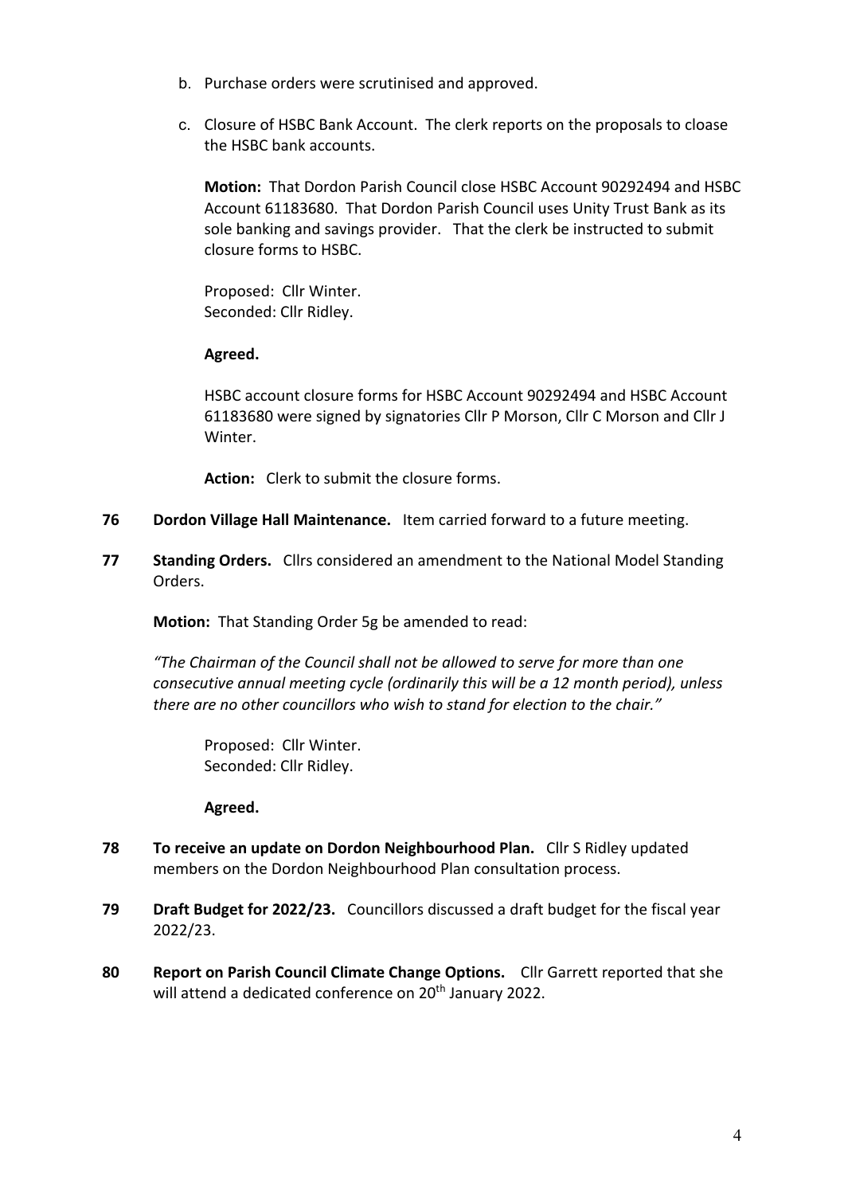b. Purchase orders were scrutinised and approved.

c. Closure of HSBC Bank Account. The clerk reports on the proposals to cloase the HSBC bank accounts.

   **Motion:** That Dordon Parish Council close HSBC Account 90292494 and HSBC Account 61183680. That Dordon Parish Council uses Unity Trust Bank as its sole banking and savings provider. That the clerk be instructed to submit closure forms to HSBC.

   Proposed: Cllr Winter.
   Seconded: Cllr Ridley.

   **Agreed.**

   HSBC account closure forms for HSBC Account 90292494 and HSBC Account 61183680 were signed by signatories Cllr P Morson, Cllr C Morson and Cllr J Winter.

   **Action:** Clerk to submit the closure forms.

**76 Dordon Village Hall Maintenance.** Item carried forward to a future meeting.

**77 Standing Orders.** Cllrs considered an amendment to the National Model Standing Orders.

**Motion:** That Standing Order 5g be amended to read:

*"The Chairman of the Council shall not be allowed to serve for more than one consecutive annual meeting cycle (ordinarily this will be a 12 month period), unless there are no other councillors who wish to stand for election to the chair."*

Proposed: Cllr Winter.
Seconded: Cllr Ridley.

**Agreed.**

**78 To receive an update on Dordon Neighbourhood Plan.** Cllr S Ridley updated members on the Dordon Neighbourhood Plan consultation process.

**79 Draft Budget for 2022/23.** Councillors discussed a draft budget for the fiscal year 2022/23.

**80 Report on Parish Council Climate Change Options.** Cllr Garrett reported that she will attend a dedicated conference on 20th January 2022.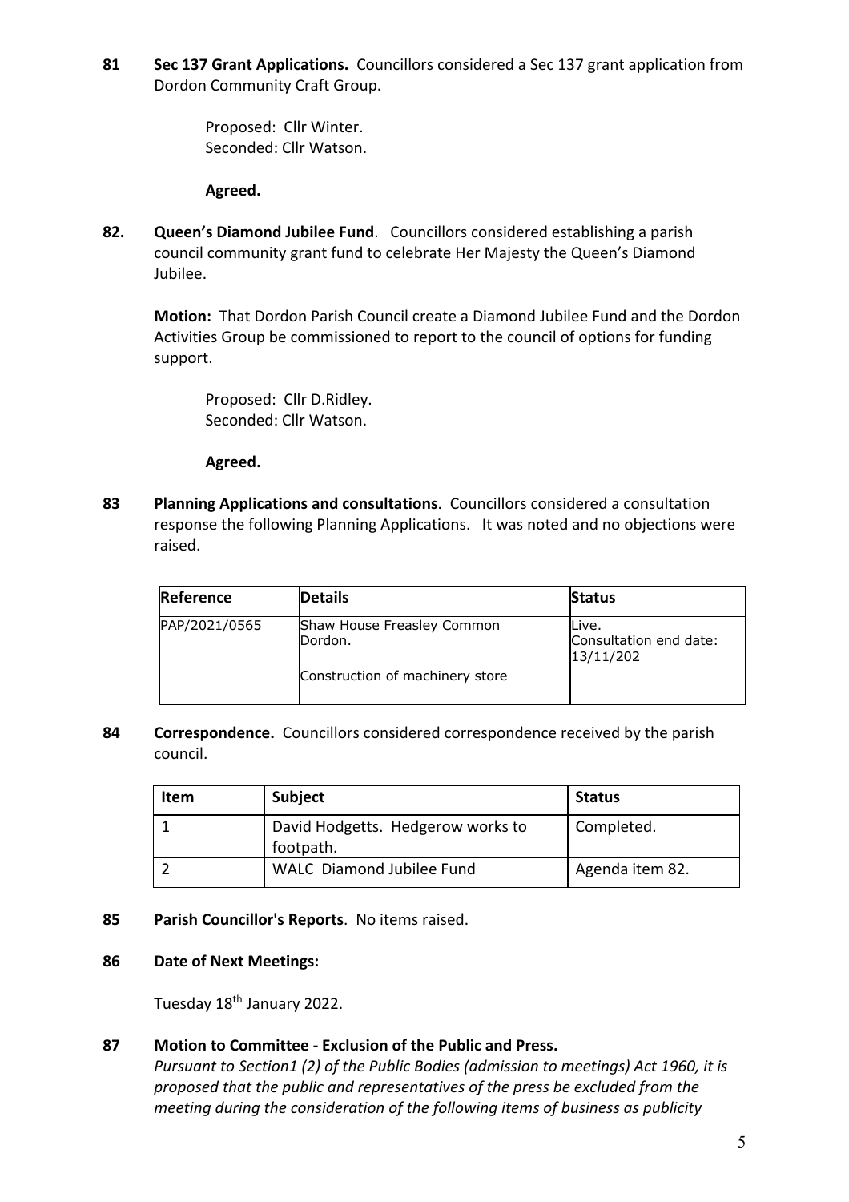**81 Sec 137 Grant Applications.** Councillors considered a Sec 137 grant application from Dordon Community Craft Group.

Proposed: Cllr Winter.
Seconded: Cllr Watson.

**Agreed.**

**82. Queen's Diamond Jubilee Fund**. Councillors considered establishing a parish council community grant fund to celebrate Her Majesty the Queen's Diamond Jubilee.

**Motion:** That Dordon Parish Council create a Diamond Jubilee Fund and the Dordon Activities Group be commissioned to report to the council of options for funding support.

Proposed: Cllr D.Ridley.
Seconded: Cllr Watson.

**Agreed.**

**83 Planning Applications and consultations**. Councillors considered a consultation response the following Planning Applications. It was noted and no objections were raised.

| **Reference** | **Details** | **Status** |
|---|---|---|
| PAP/2021/0565 | Shaw House Freasley Common Dordon.<br><br>Construction of machinery store | Live.<br>Consultation end date: 13/11/202 |

**84 Correspondence.** Councillors considered correspondence received by the parish council.

| **Item** | **Subject** | **Status** |
|---|---|---|
| 1 | David Hodgetts. Hedgerow works to footpath. | Completed. |
| 2 | WALC Diamond Jubilee Fund | Agenda item 82. |

**85 Parish Councillor's Reports**. No items raised.

**86 Date of Next Meetings:**

Tuesday 18th January 2022.

**87 Motion to Committee - Exclusion of the Public and Press.**

*Pursuant to Section1 (2) of the Public Bodies (admission to meetings) Act 1960, it is proposed that the public and representatives of the press be excluded from the meeting during the consideration of the following items of business as publicity*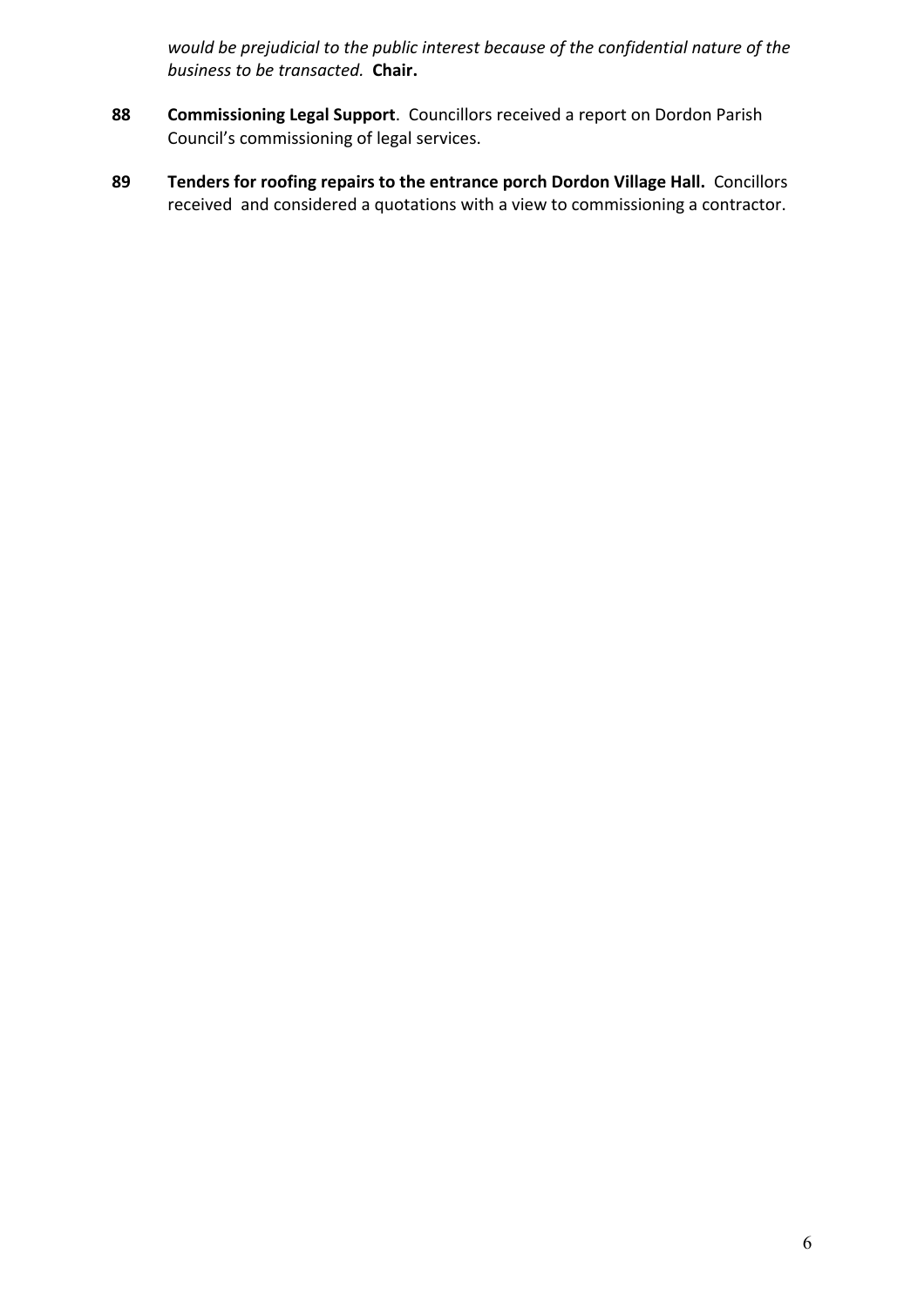*would be prejudicial to the public interest because of the confidential nature of the business to be transacted.* **Chair.**

**88** **Commissioning Legal Support**. Councillors received a report on Dordon Parish Council's commissioning of legal services.

**89** **Tenders for roofing repairs to the entrance porch Dordon Village Hall.** Concillors received and considered a quotations with a view to commissioning a contractor.